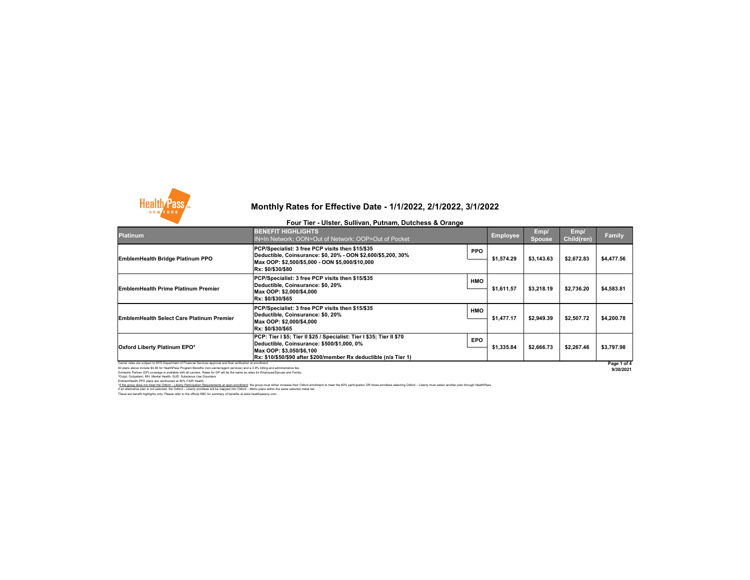# Monthly Rates for Effective Date - 1/1/2022, 2/1/2022, 3/1/2022

### Four Tier - Ulster, Sullivan, Putnam, Dutchess & Orange

| Platinum | BENEFIT HIGHLIGHTS<br>IN=In Network; OON=Out of Network; OOP=Out of Pocket | | Employee | Emp/ Spouse | Emp/ Child(ren) | Family |
|---|---|---|---|---|---|---|
| **EmblemHealth Bridge Platinum PPO** | **PCP/Specialist: 3 free PCP visits then $15/$35**<br>**Deductible, Coinsurance: $0, 20% - OON $2,600/$5,200, 30%**<br>**Max OOP: $2,500/$5,000 - OON $5,000/$10,000**<br>**Rx: $0/$30/$80** | **PPO** | **$1,574.29** | **$3,143.63** | **$2,672.83** | **$4,477.56** |
| **EmblemHealth Prime Platinum Premier** | **PCP/Specialist: 3 free PCP visits then $15/$35**<br>**Deductible, Coinsurance: $0, 20%**<br>**Max OOP: $2,000/$4,000**<br>**Rx: $0/$30/$65** | **HMO** | **$1,611.57** | **$3,218.19** | **$2,736.20** | **$4,583.81** |
| **EmblemHealth Select Care Platinum Premier** | **PCP/Specialist: 3 free PCP visits then $15/$35**<br>**Deductible, Coinsurance: $0, 20%**<br>**Max OOP: $2,000/$4,000**<br>**Rx: $0/$30/$65** | **HMO** | **$1,477.17** | **$2,949.39** | **$2,507.72** | **$4,200.78** |
| **Oxford Liberty Platinum EPO*** | **PCP: Tier I $5; Tier II $25 / Specialist: Tier I $35; Tier II $70**<br>**Deductible, Coinsurance: $500/$1,000, 0%**<br>**Max OOP: $3,050/$6,100**<br>**Rx: $10/$50/$90 after $200/member Rx deductible (n/a Tier 1)** | **EPO** | **$1,335.84** | **$2,666.73** | **$2,267.46** | **$3,797.98** |

Carrier rates are subject to NYS Department of Financial Services approval and final verification at enrollment.
All plans above include $4.95 for HealthPass Program Benefits (non-carrier/agent services) and a 2.9% billing and administrative fee.
Domestic Partner (DP) coverage is available with all carriers. Rates for DP will be the same as rates for Employee/Spouse and Family.
^Outpt: Outpatient, MH: Mental Health, SUD: Substance Use Disorders
EmblemHealth PPO plans are reimbursed at 80% FAIR Health.
*If the group does not meet the Oxford – Liberty Participation Requirements at open enrollment: the group must either increase their Oxford enrollment to meet the 60% participation OR those enrollees selecting Oxford – Liberty must select another plan through HealthPass.
If an alternative plan is not selected, the Oxford – Liberty enrollees will be mapped into Oxford – Metro plans within the same selected metal tier.
These are benefit highlights only. Please refer to the official SBC for summary of benefits at www.healthpassny.com.

9/30/2021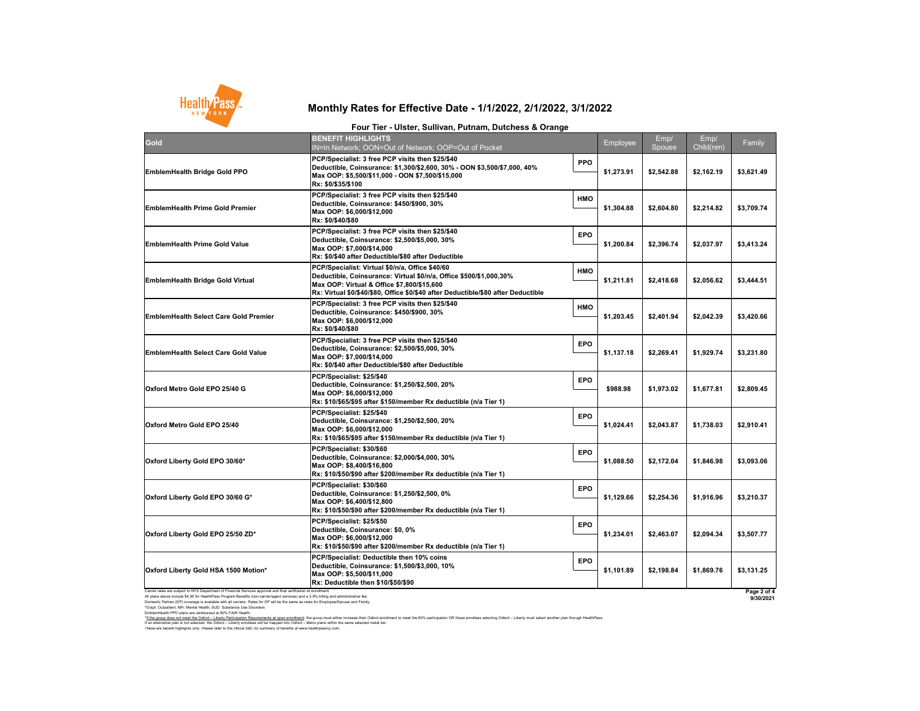# Monthly Rates for Effective Date - 1/1/2022, 2/1/2022, 3/1/2022

## Four Tier - Ulster, Sullivan, Putnam, Dutchess & Orange

| Gold | BENEFIT HIGHLIGHTS IN=In Network; OON=Out of Network; OOP=Out of Pocket | | Employee | Emp/ Spouse | Emp/ Child(ren) | Family |
|---|---|---|---|---|---|---|
| EmblemHealth Bridge Gold PPO | PCP/Specialist: 3 free PCP visits then $25/$40<br>Deductible, Coinsurance: $1,300/$2,600, 30% - OON $3,500/$7,000, 40%<br>Max OOP: $5,500/$11,000 - OON $7,500/$15,000<br>Rx: $0/$35/$100 | PPO | $1,273.91 | $2,542.88 | $2,162.19 | $3,621.49 |
| EmblemHealth Prime Gold Premier | PCP/Specialist: 3 free PCP visits then $25/$40<br>Deductible, Coinsurance: $450/$900, 30%<br>Max OOP: $6,000/$12,000<br>Rx: $0/$40/$80 | HMO | $1,304.88 | $2,604.80 | $2,214.82 | $3,709.74 |
| EmblemHealth Prime Gold Value | PCP/Specialist: 3 free PCP visits then $25/$40<br>Deductible, Coinsurance: $2,500/$5,000, 30%<br>Max OOP: $7,000/$14,000<br>Rx: $0/$40 after Deductible/$80 after Deductible | EPO | $1,200.84 | $2,396.74 | $2,037.97 | $3,413.24 |
| EmblemHealth Bridge Gold Virtual | PCP/Specialist: Virtual $0/n/a, Office $40/60<br>Deductible, Coinsurance: Virtual $0/n/a, Office $500/$1,000,30%<br>Max OOP: Virtual & Office $7,800/$15,600<br>Rx: Virtual $0/$40/$80, Office $0/$40 after Deductible/$80 after Deductible | HMO | $1,211.81 | $2,418.68 | $2,056.62 | $3,444.51 |
| EmblemHealth Select Care Gold Premier | PCP/Specialist: 3 free PCP visits then $25/$40<br>Deductible, Coinsurance: $450/$900, 30%<br>Max OOP: $6,000/$12,000<br>Rx: $0/$40/$80 | HMO | $1,203.45 | $2,401.94 | $2,042.39 | $3,420.66 |
| EmblemHealth Select Care Gold Value | PCP/Specialist: 3 free PCP visits then $25/$40<br>Deductible, Coinsurance: $2,500/$5,000, 30%<br>Max OOP: $7,000/$14,000<br>Rx: $0/$40 after Deductible/$80 after Deductible | EPO | $1,137.18 | $2,269.41 | $1,929.74 | $3,231.80 |
| Oxford Metro Gold EPO 25/40 G | PCP/Specialist: $25/$40<br>Deductible, Coinsurance: $1,250/$2,500, 20%<br>Max OOP: $6,000/$12,000<br>Rx: $10/$65/$95 after $150/member Rx deductible (n/a Tier 1) | EPO | $988.98 | $1,973.02 | $1,677.81 | $2,809.45 |
| Oxford Metro Gold EPO 25/40 | PCP/Specialist: $25/$40<br>Deductible, Coinsurance: $1,250/$2,500, 20%<br>Max OOP: $6,000/$12,000<br>Rx: $10/$65/$95 after $150/member Rx deductible (n/a Tier 1) | EPO | $1,024.41 | $2,043.87 | $1,738.03 | $2,910.41 |
| Oxford Liberty Gold EPO 30/60* | PCP/Specialist: $30/$60<br>Deductible, Coinsurance: $2,000/$4,000, 30%<br>Max OOP: $8,400/$16,800<br>Rx: $10/$50/$90 after $200/member Rx deductible (n/a Tier 1) | EPO | $1,088.50 | $2,172.04 | $1,846.98 | $3,093.06 |
| Oxford Liberty Gold EPO 30/60 G* | PCP/Specialist: $30/$60<br>Deductible, Coinsurance: $1,250/$2,500, 0%<br>Max OOP: $6,400/$12,800<br>Rx: $10/$50/$90 after $200/member Rx deductible (n/a Tier 1) | EPO | $1,129.66 | $2,254.36 | $1,916.96 | $3,210.37 |
| Oxford Liberty Gold EPO 25/50 ZD* | PCP/Specialist: $25/$50<br>Deductible, Coinsurance: $0, 0%<br>Max OOP: $6,000/$12,000<br>Rx: $10/$50/$90 after $200/member Rx deductible (n/a Tier 1) | EPO | $1,234.01 | $2,463.07 | $2,094.34 | $3,507.77 |
| Oxford Liberty Gold HSA 1500 Motion* | PCP/Specialist: Deductible then 10% coins<br>Deductible, Coinsurance: $1,500/$3,000, 10%<br>Max OOP: $5,500/$11,000<br>Rx: Deductible then $10/$50/$90 | EPO | $1,101.89 | $2,198.84 | $1,869.76 | $3,131.25 |

Carrier rates are subject to NYS Department of Financial Services approval and final verification at enrollment.
All plans above include $4.95 for HealthPass Program Benefits (non-carrier/agent services) and a 2.9% billing and administrative fee.
Domestic Partner (DP) coverage is available with all carriers. Rates for DP will be the same as rates for Employee/Spouse and Family.
^Outpt: Outpatient, MH: Mental Health, SUD: Substance Use Disorders
EmblemHealth PPO plans are reimbursed at 80% FAIR Health.
*If the group does not meet the Oxford – Liberty Participation Requirements at open enrollment: the group must either increase their Oxford enrollment to meet the 60% participation OR those enrollees selecting Oxford – Liberty must select another plan through HealthPass.
If an alternative plan is not selected, the Oxford – Liberty enrollees will be mapped into Oxford – Metro plans within the same selected metal tier.
These are benefit highlights only. Please refer to the official SBC for summary of benefits at www.healthpassny.com.

9/30/2021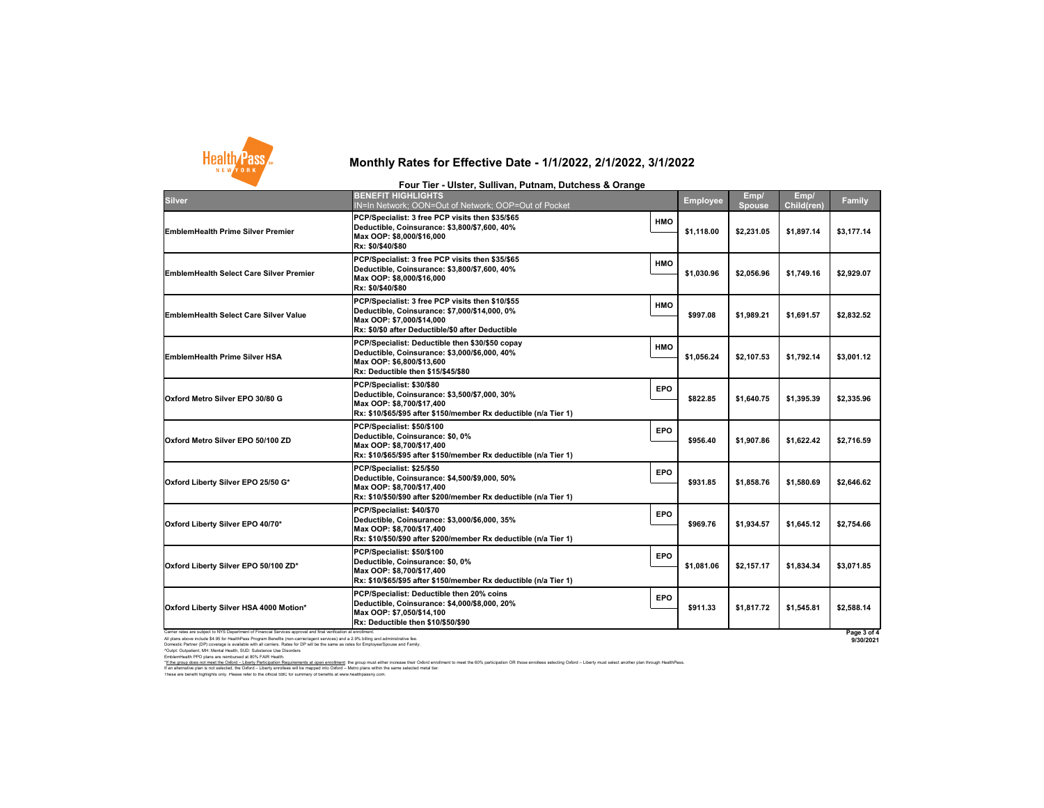# Monthly Rates for Effective Date - 1/1/2022, 2/1/2022, 3/1/2022

## Four Tier - Ulster, Sullivan, Putnam, Dutchess & Orange

| Silver | BENEFIT HIGHLIGHTS<br>IN=In Network; OON=Out of Network; OOP=Out of Pocket | | Employee | Emp/ Spouse | Emp/ Child(ren) | Family |
|---|---|---|---|---|---|---|
| EmblemHealth Prime Silver Premier | **PCP/Specialist: 3 free PCP visits then $35/$65**<br>**Deductible, Coinsurance: $3,800/$7,600, 40%**<br>**Max OOP: $8,000/$16,000**<br>**Rx: $0/$40/$80** | HMO | $1,118.00 | $2,231.05 | $1,897.14 | $3,177.14 |
| EmblemHealth Select Care Silver Premier | **PCP/Specialist: 3 free PCP visits then $35/$65**<br>**Deductible, Coinsurance: $3,800/$7,600, 40%**<br>**Max OOP: $8,000/$16,000**<br>**Rx: $0/$40/$80** | HMO | $1,030.96 | $2,056.96 | $1,749.16 | $2,929.07 |
| EmblemHealth Select Care Silver Value | **PCP/Specialist: 3 free PCP visits then $10/$55**<br>**Deductible, Coinsurance: $7,000/$14,000, 0%**<br>**Max OOP: $7,000/$14,000**<br>**Rx: $0/$0 after Deductible/$0 after Deductible** | HMO | $997.08 | $1,989.21 | $1,691.57 | $2,832.52 |
| EmblemHealth Prime Silver HSA | **PCP/Specialist: Deductible then $30/$50 copay**<br>**Deductible, Coinsurance: $3,000/$6,000, 40%**<br>**Max OOP: $6,800/$13,600**<br>**Rx: Deductible then $15/$45/$80** | HMO | $1,056.24 | $2,107.53 | $1,792.14 | $3,001.12 |
| Oxford Metro Silver EPO 30/80 G | **PCP/Specialist: $30/$80**<br>**Deductible, Coinsurance: $3,500/$7,000, 30%**<br>**Max OOP: $8,700/$17,400**<br>**Rx: $10/$65/$95 after $150/member Rx deductible (n/a Tier 1)** | EPO | $822.85 | $1,640.75 | $1,395.39 | $2,335.96 |
| Oxford Metro Silver EPO 50/100 ZD | **PCP/Specialist: $50/$100**<br>**Deductible, Coinsurance: $0, 0%**<br>**Max OOP: $8,700/$17,400**<br>**Rx: $10/$65/$95 after $150/member Rx deductible (n/a Tier 1)** | EPO | $956.40 | $1,907.86 | $1,622.42 | $2,716.59 |
| Oxford Liberty Silver EPO 25/50 G* | **PCP/Specialist: $25/$50**<br>**Deductible, Coinsurance: $4,500/$9,000, 50%**<br>**Max OOP: $8,700/$17,400**<br>**Rx: $10/$50/$90 after $200/member Rx deductible (n/a Tier 1)** | EPO | $931.85 | $1,858.76 | $1,580.69 | $2,646.62 |
| Oxford Liberty Silver EPO 40/70* | **PCP/Specialist: $40/$70**<br>**Deductible, Coinsurance: $3,000/$6,000, 35%**<br>**Max OOP: $8,700/$17,400**<br>**Rx: $10/$50/$90 after $200/member Rx deductible (n/a Tier 1)** | EPO | $969.76 | $1,934.57 | $1,645.12 | $2,754.66 |
| Oxford Liberty Silver EPO 50/100 ZD* | **PCP/Specialist: $50/$100**<br>**Deductible, Coinsurance: $0, 0%**<br>**Max OOP: $8,700/$17,400**<br>**Rx: $10/$65/$95 after $150/member Rx deductible (n/a Tier 1)** | EPO | $1,081.06 | $2,157.17 | $1,834.34 | $3,071.85 |
| Oxford Liberty Silver HSA 4000 Motion* | **PCP/Specialist: Deductible then 20% coins**<br>**Deductible, Coinsurance: $4,000/$8,000, 20%**<br>**Max OOP: $7,050/$14,100**<br>**Rx: Deductible then $10/$50/$90** | EPO | $911.33 | $1,817.72 | $1,545.81 | $2,588.14 |

Carrier rates are subject to NYS Department of Financial Services approval and final verification at enrollment.
All plans above include $4.95 for HealthPass Program Benefits (non-carrier/agent services) and a 2.9% billing and administrative fee.
Domestic Partner (DP) coverage is available with all carriers. Rates for DP will be the same as rates for Employee/Spouse and Family.
^Outpt: Outpatient, MH: Mental Health, SUD: Substance Use Disorders
EmblemHealth PPO plans are reimbursed at 80% FAIR Health.
*If the group does not meet the Oxford – Liberty Participation Requirements at open enrollment: the group must either increase their Oxford enrollment to meet the 60% participation OR those enrollees selecting Oxford – Liberty must select another plan through HealthPass.
If an alternative plan is not selected, the Oxford – Liberty enrollees will be mapped into Oxford – Metro plans within the same selected metal tier.
These are benefit highlights only. Please refer to the official SBC for summary of benefits at www.healthpassny.com.

9/30/2021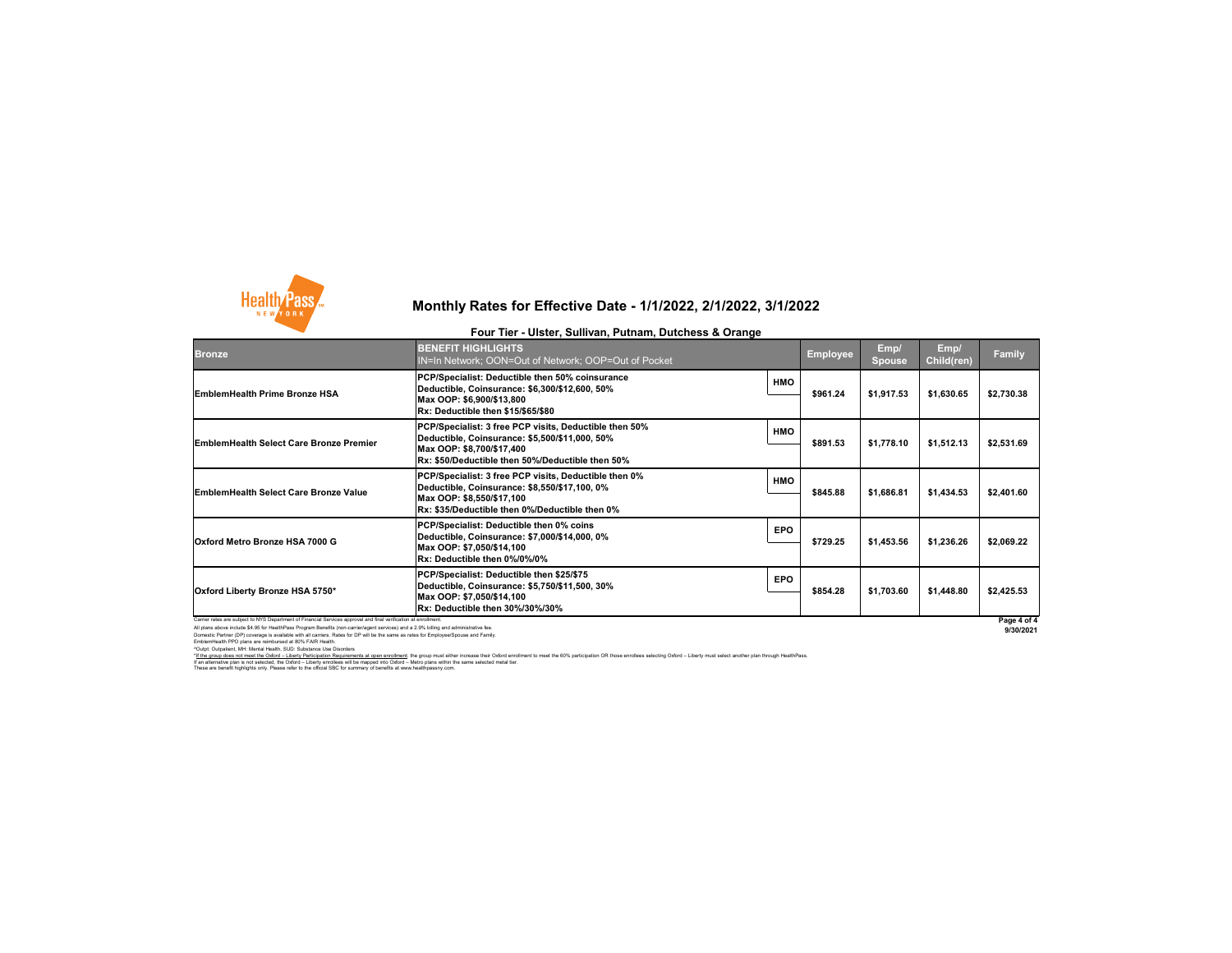# Monthly Rates for Effective Date - 1/1/2022, 2/1/2022, 3/1/2022

### Four Tier - Ulster, Sullivan, Putnam, Dutchess & Orange

| Bronze | BENEFIT HIGHLIGHTS<br>IN=In Network; OON=Out of Network; OOP=Out of Pocket | | Employee | Emp/ Spouse | Emp/ Child(ren) | Family |
|---|---|---|---|---|---|---|
| EmblemHealth Prime Bronze HSA | **PCP/Specialist: Deductible then 50% coinsurance**<br>**Deductible, Coinsurance: $6,300/$12,600, 50%**<br>**Max OOP: $6,900/$13,800**<br>**Rx: Deductible then $15/$65/$80** | HMO | $961.24 | $1,917.53 | $1,630.65 | $2,730.38 |
| EmblemHealth Select Care Bronze Premier | **PCP/Specialist: 3 free PCP visits, Deductible then 50%**<br>**Deductible, Coinsurance: $5,500/$11,000, 50%**<br>**Max OOP: $8,700/$17,400**<br>**Rx: $50/Deductible then 50%/Deductible then 50%** | HMO | $891.53 | $1,778.10 | $1,512.13 | $2,531.69 |
| EmblemHealth Select Care Bronze Value | **PCP/Specialist: 3 free PCP visits, Deductible then 0%**<br>**Deductible, Coinsurance: $8,550/$17,100, 0%**<br>**Max OOP: $8,550/$17,100**<br>**Rx: $35/Deductible then 0%/Deductible then 0%** | HMO | $845.88 | $1,686.81 | $1,434.53 | $2,401.60 |
| Oxford Metro Bronze HSA 7000 G | **PCP/Specialist: Deductible then 0% coins**<br>**Deductible, Coinsurance: $7,000/$14,000, 0%**<br>**Max OOP: $7,050/$14,100**<br>**Rx: Deductible then 0%/0%/0%** | EPO | $729.25 | $1,453.56 | $1,236.26 | $2,069.22 |
| Oxford Liberty Bronze HSA 5750* | **PCP/Specialist: Deductible then $25/$75**<br>**Deductible, Coinsurance: $5,750/$11,500, 30%**<br>**Max OOP: $7,050/$14,100**<br>**Rx: Deductible then 30%/30%/30%** | EPO | $854.28 | $1,703.60 | $1,448.80 | $2,425.53 |

Carrier rates are subject to NYS Department of Financial Services approval and final verification at enrollment.
All plans above include $4.95 for HealthPass Program Benefits (non-carrier/agent services) and a 2.9% billing and administrative fee.
Domestic Partner (DP) coverage is available with all carriers. Rates for DP will be the same as rates for Employee/Spouse and Family.
EmblemHealth PPO plans are reimbursed at 80% FAIR Health.
^Outpt: Outpatient, MH: Mental Health, SUD: Substance Use Disorders
*If the group does not meet the Oxford – Liberty Participation Requirements at open enrollment: the group must either increase their Oxford enrollment to meet the 60% participation OR those enrollees selecting Oxford – Liberty must select another plan through HealthPass.
If an alternative plan is not selected, the Oxford – Liberty enrollees will be mapped into Oxford – Metro plans within the same selected metal tier.
These are benefit highlights only. Please refer to the official SBC for summary of benefits at www.healthpassny.com.

9/30/2021